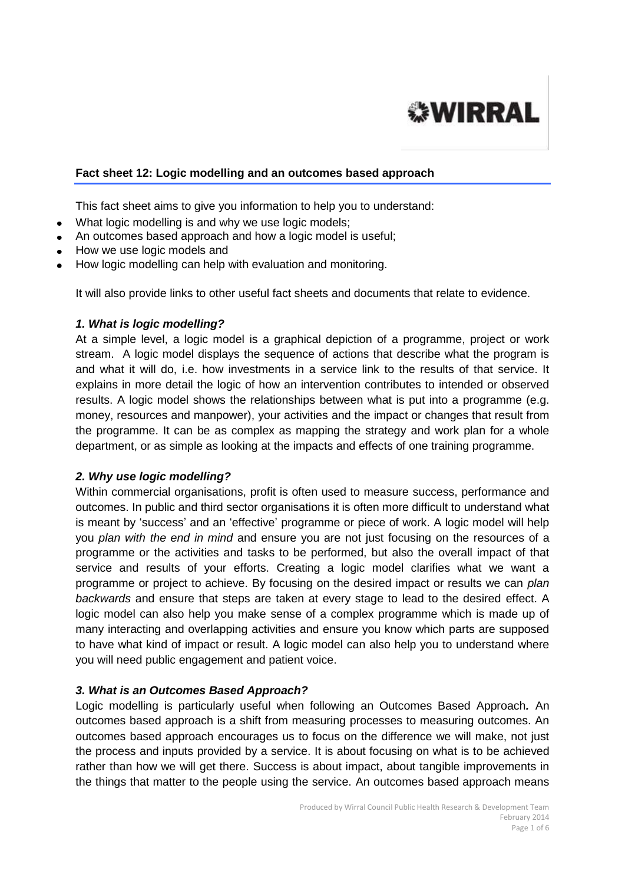WIRRAL

**Fact sheet 12: Logic modelling and an outcomes based approach**

This fact sheet aims to give you information to help you to understand:

- What logic modelling is and why we use logic models;
- An outcomes based approach and how a logic model is useful;
- How we use logic models and
- How logic modelling can help with evaluation and monitoring.

It will also provide links to other useful fact sheets and documents that relate to evidence.

### *1. What is logic modelling?*

At a simple level, a logic model is a graphical depiction of a programme, project or work stream. A logic model displays the sequence of actions that describe what the program is and what it will do, i.e. how investments in a service link to the results of that service. It explains in more detail the logic of how an intervention contributes to intended or observed results. A logic model shows the relationships between what is put into a programme (e.g. money, resources and manpower), your activities and the impact or changes that result from the programme. It can be as complex as mapping the strategy and work plan for a whole department, or as simple as looking at the impacts and effects of one training programme.

### *2. Why use logic modelling?*

Within commercial organisations, profit is often used to measure success, performance and outcomes. In public and third sector organisations it is often more difficult to understand what is meant by 'success' and an 'effective' programme or piece of work. A logic model will help you *plan with the end in mind* and ensure you are not just focusing on the resources of a programme or the activities and tasks to be performed, but also the overall impact of that service and results of your efforts. Creating a logic model clarifies what we want a programme or project to achieve. By focusing on the desired impact or results we can *plan backwards* and ensure that steps are taken at every stage to lead to the desired effect. A logic model can also help you make sense of a complex programme which is made up of many interacting and overlapping activities and ensure you know which parts are supposed to have what kind of impact or result. A logic model can also help you to understand where you will need public engagement and patient voice.

### *3. What is an Outcomes Based Approach?*

Logic modelling is particularly useful when following an Outcomes Based Approach***.*** An outcomes based approach is a shift from measuring processes to measuring outcomes. An outcomes based approach encourages us to focus on the difference we will make, not just the process and inputs provided by a service. It is about focusing on what is to be achieved rather than how we will get there. Success is about impact, about tangible improvements in the things that matter to the people using the service. An outcomes based approach means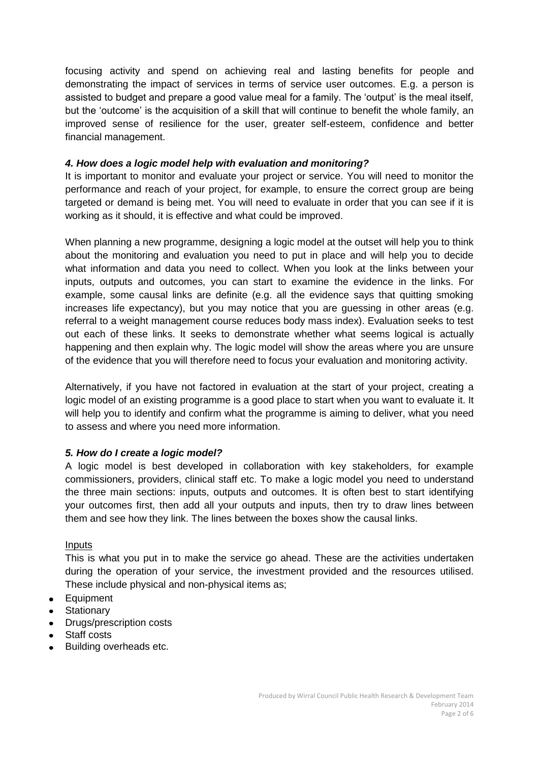focusing activity and spend on achieving real and lasting benefits for people and demonstrating the impact of services in terms of service user outcomes. E.g. a person is assisted to budget and prepare a good value meal for a family. The 'output' is the meal itself, but the 'outcome' is the acquisition of a skill that will continue to benefit the whole family, an improved sense of resilience for the user, greater self-esteem, confidence and better financial management.

### *4. How does a logic model help with evaluation and monitoring?*

It is important to monitor and evaluate your project or service. You will need to monitor the performance and reach of your project, for example, to ensure the correct group are being targeted or demand is being met. You will need to evaluate in order that you can see if it is working as it should, it is effective and what could be improved.

When planning a new programme, designing a logic model at the outset will help you to think about the monitoring and evaluation you need to put in place and will help you to decide what information and data you need to collect. When you look at the links between your inputs, outputs and outcomes, you can start to examine the evidence in the links. For example, some causal links are definite (e.g. all the evidence says that quitting smoking increases life expectancy), but you may notice that you are guessing in other areas (e.g. referral to a weight management course reduces body mass index). Evaluation seeks to test out each of these links. It seeks to demonstrate whether what seems logical is actually happening and then explain why. The logic model will show the areas where you are unsure of the evidence that you will therefore need to focus your evaluation and monitoring activity.

Alternatively, if you have not factored in evaluation at the start of your project, creating a logic model of an existing programme is a good place to start when you want to evaluate it. It will help you to identify and confirm what the programme is aiming to deliver, what you need to assess and where you need more information.

### *5. How do I create a logic model?*

A logic model is best developed in collaboration with key stakeholders, for example commissioners, providers, clinical staff etc. To make a logic model you need to understand the three main sections: inputs, outputs and outcomes. It is often best to start identifying your outcomes first, then add all your outputs and inputs, then try to draw lines between them and see how they link. The lines between the boxes show the causal links.

Inputs

This is what you put in to make the service go ahead. These are the activities undertaken during the operation of your service, the investment provided and the resources utilised. These include physical and non-physical items as;

- Equipment
- Stationary
- Drugs/prescription costs
- Staff costs
- Building overheads etc.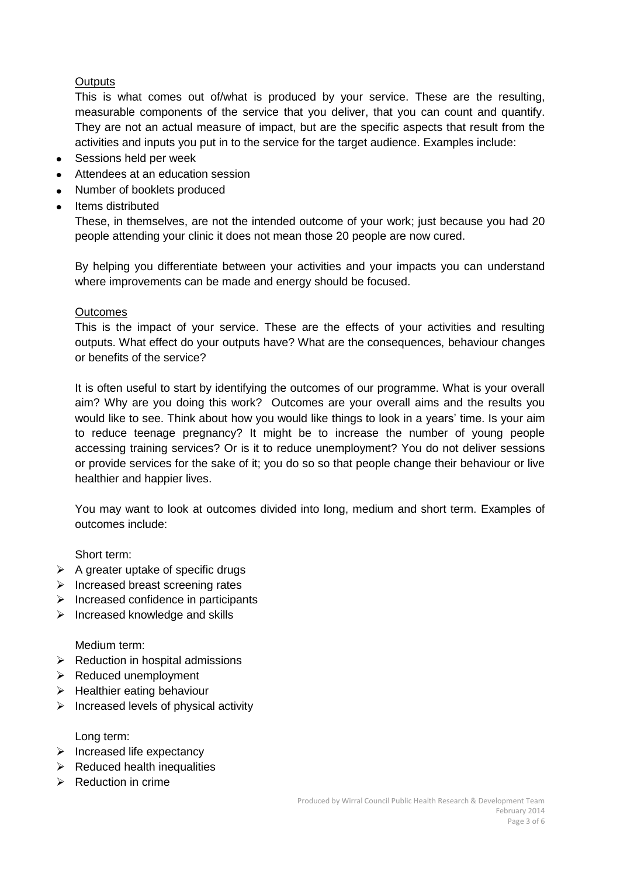Outputs

This is what comes out of/what is produced by your service. These are the resulting, measurable components of the service that you deliver, that you can count and quantify. They are not an actual measure of impact, but are the specific aspects that result from the activities and inputs you put in to the service for the target audience. Examples include:

- Sessions held per week
- Attendees at an education session
- Number of booklets produced
- Items distributed

These, in themselves, are not the intended outcome of your work; just because you had 20 people attending your clinic it does not mean those 20 people are now cured.

By helping you differentiate between your activities and your impacts you can understand where improvements can be made and energy should be focused.

Outcomes

This is the impact of your service. These are the effects of your activities and resulting outputs. What effect do your outputs have? What are the consequences, behaviour changes or benefits of the service?

It is often useful to start by identifying the outcomes of our programme. What is your overall aim? Why are you doing this work? Outcomes are your overall aims and the results you would like to see. Think about how you would like things to look in a years' time. Is your aim to reduce teenage pregnancy? It might be to increase the number of young people accessing training services? Or is it to reduce unemployment? You do not deliver sessions or provide services for the sake of it; you do so so that people change their behaviour or live healthier and happier lives.

You may want to look at outcomes divided into long, medium and short term. Examples of outcomes include:

Short term:

- A greater uptake of specific drugs
- Increased breast screening rates
- Increased confidence in participants
- Increased knowledge and skills

Medium term:

- Reduction in hospital admissions
- Reduced unemployment
- Healthier eating behaviour
- Increased levels of physical activity

Long term:

- Increased life expectancy
- Reduced health inequalities
- Reduction in crime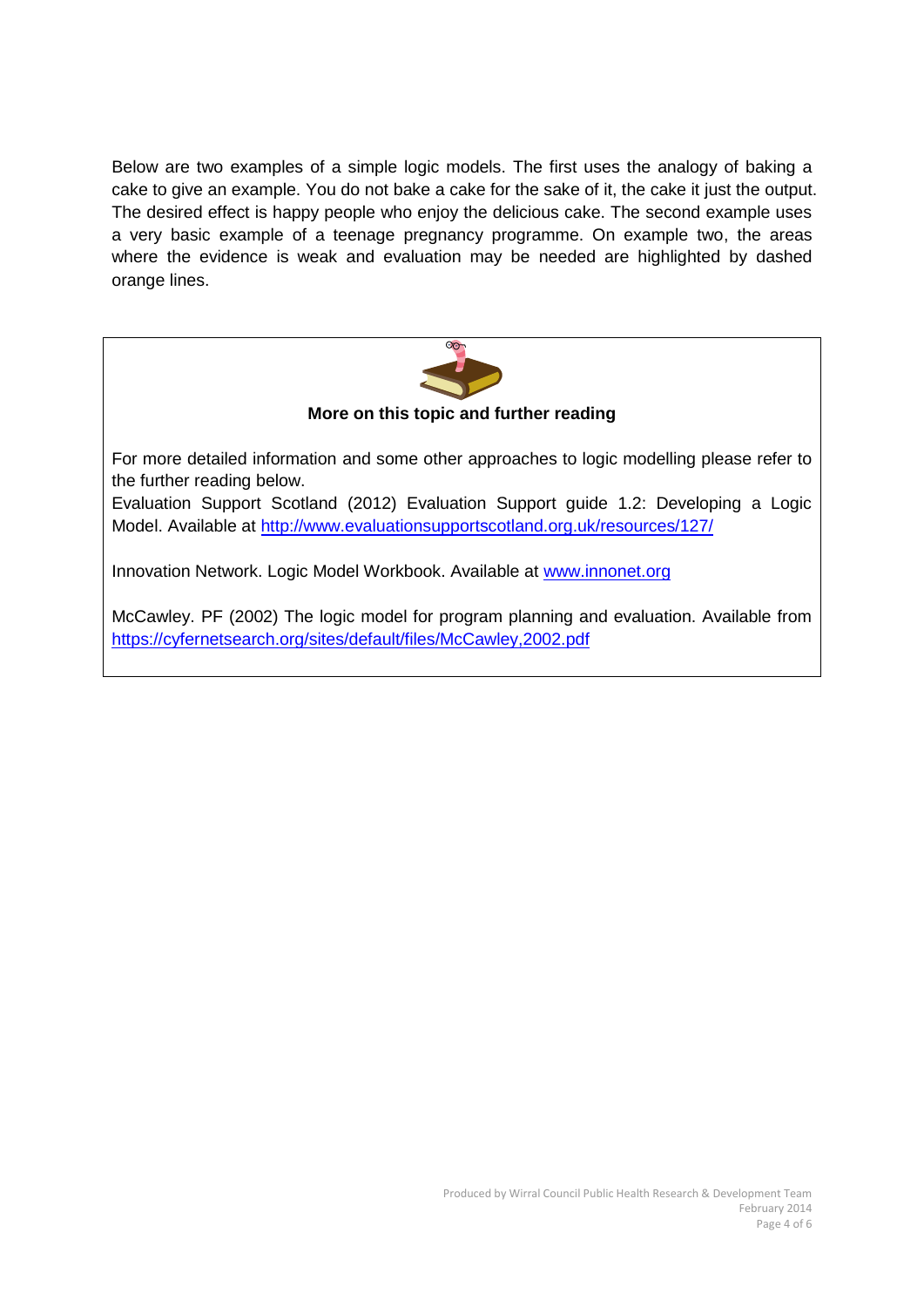Below are two examples of a simple logic models. The first uses the analogy of baking a cake to give an example. You do not bake a cake for the sake of it, the cake it just the output. The desired effect is happy people who enjoy the delicious cake. The second example uses a very basic example of a teenage pregnancy programme. On example two, the areas where the evidence is weak and evaluation may be needed are highlighted by dashed orange lines.

**More on this topic and further reading**

For more detailed information and some other approaches to logic modelling please refer to the further reading below.

Evaluation Support Scotland (2012) Evaluation Support guide 1.2: Developing a Logic Model. Available at http://www.evaluationsupportscotland.org.uk/resources/127/

Innovation Network. Logic Model Workbook. Available at www.innonet.org

McCawley. PF (2002) The logic model for program planning and evaluation. Available from https://cyfernetsearch.org/sites/default/files/McCawley,2002.pdf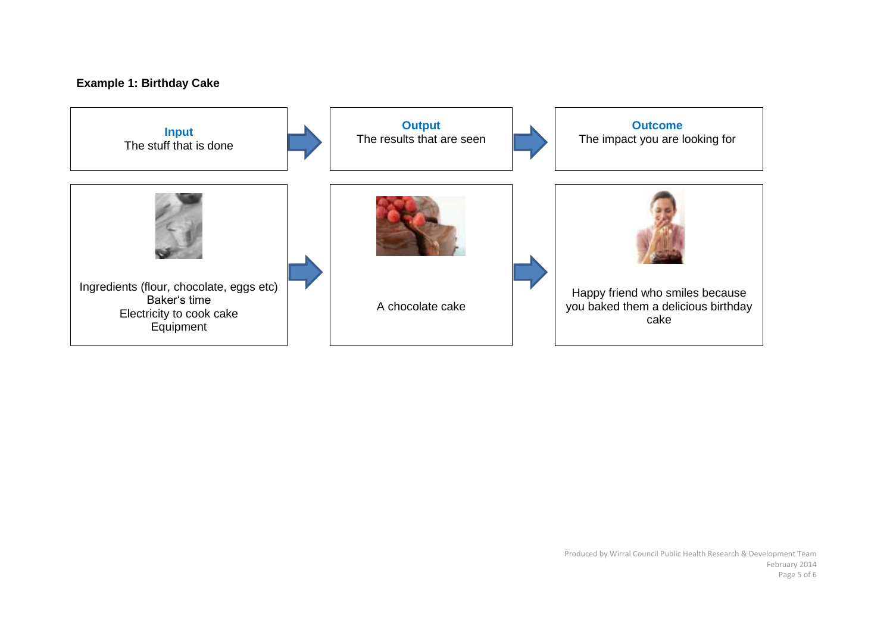**Example 1: Birthday Cake**

| **Input**<br>The stuff that is done | **Output**<br>The results that are seen | **Outcome**<br>The impact you are looking for |
| --- | --- | --- |
| Ingredients (flour, chocolate, eggs etc)<br>Baker's time<br>Electricity to cook cake<br>Equipment | A chocolate cake | Happy friend who smiles because you baked them a delicious birthday cake |

Produced by Wirral Council Public Health Research & Development Team
February 2014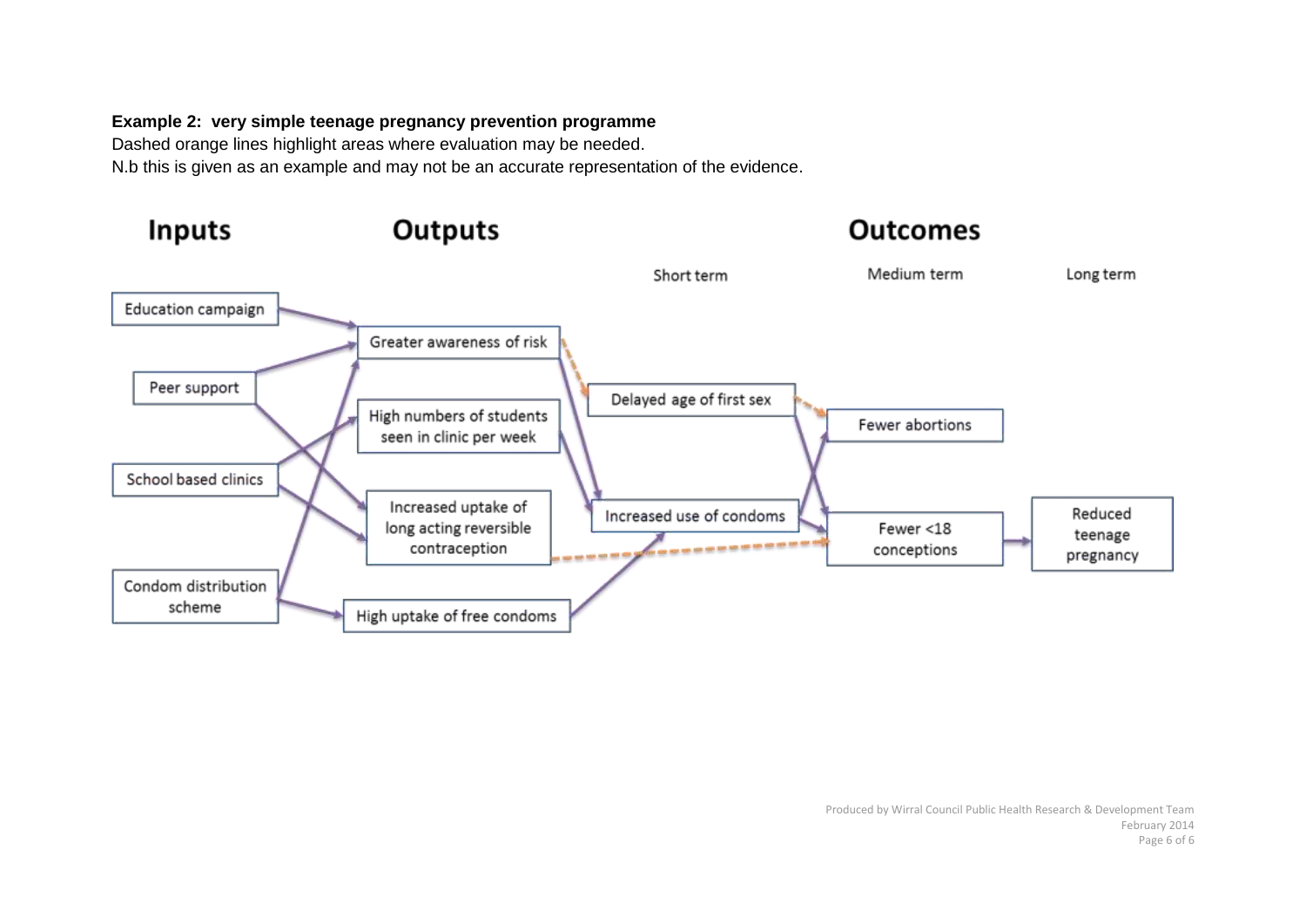**Example 2: very simple teenage pregnancy prevention programme**

Dashed orange lines highlight areas where evaluation may be needed.

N.b this is given as an example and may not be an accurate representation of the evidence.

Inputs

Outputs

Outcomes

Short term

Medium term

Long term

Education campaign

Peer support

School based clinics

Condom distribution scheme

Greater awareness of risk

High numbers of students seen in clinic per week

Increased uptake of long acting reversible contraception

High uptake of free condoms

Delayed age of first sex

Increased use of condoms

Fewer abortions

Fewer <18 conceptions

Reduced teenage pregnancy

Produced by Wirral Council Public Health Research & Development Team
February 2014